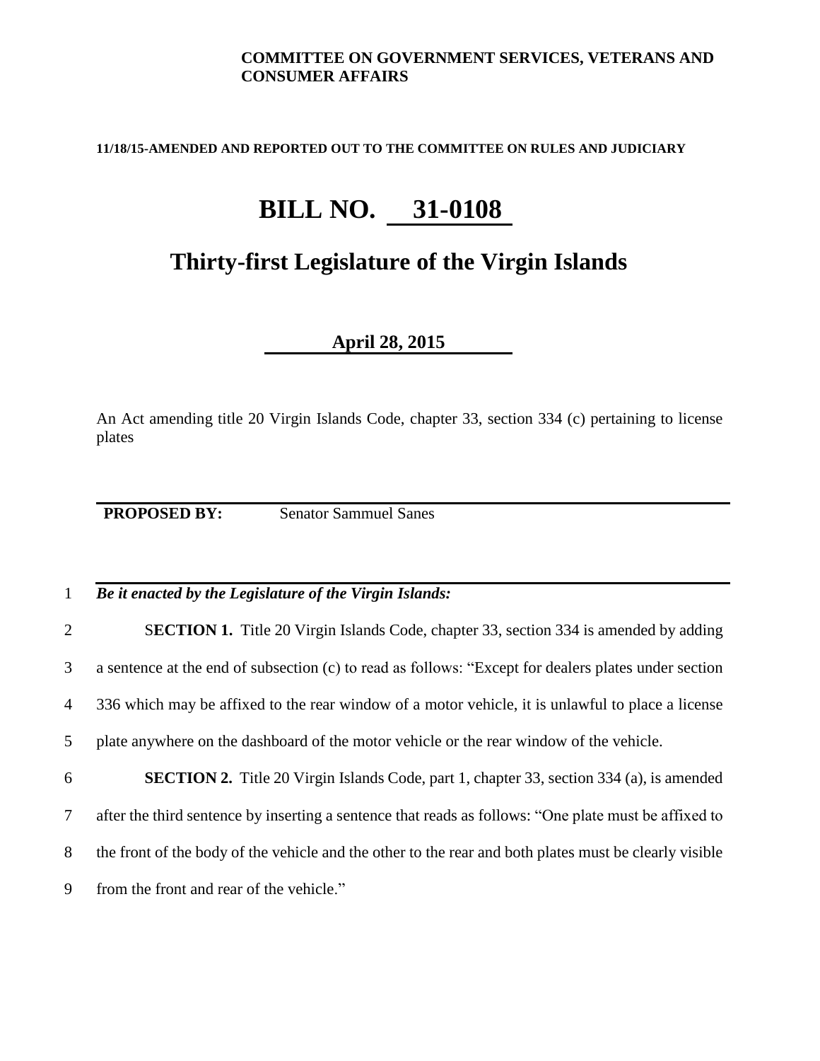**COMMITTEE ON GOVERNMENT SERVICES, VETERANS AND CONSUMER AFFAIRS**

**11/18/15-AMENDED AND REPORTED OUT TO THE COMMITTEE ON RULES AND JUDICIARY**

# BILL NO. 31-0108

## Thirty-first Legislature of the Virgin Islands

**April 28, 2015**

An Act amending title 20 Virgin Islands Code, chapter 33, section 334 (c) pertaining to license plates

**PROPOSED BY:** Senator Sammuel Sanes

1 ***Be it enacted by the Legislature of the Virgin Islands:***

2 S**ECTION 1.** Title 20 Virgin Islands Code, chapter 33, section 334 is amended by adding
3 a sentence at the end of subsection (c) to read as follows: "Except for dealers plates under section
4 336 which may be affixed to the rear window of a motor vehicle, it is unlawful to place a license
5 plate anywhere on the dashboard of the motor vehicle or the rear window of the vehicle.

6 **SECTION 2.** Title 20 Virgin Islands Code, part 1, chapter 33, section 334 (a), is amended
7 after the third sentence by inserting a sentence that reads as follows: "One plate must be affixed to
8 the front of the body of the vehicle and the other to the rear and both plates must be clearly visible
9 from the front and rear of the vehicle."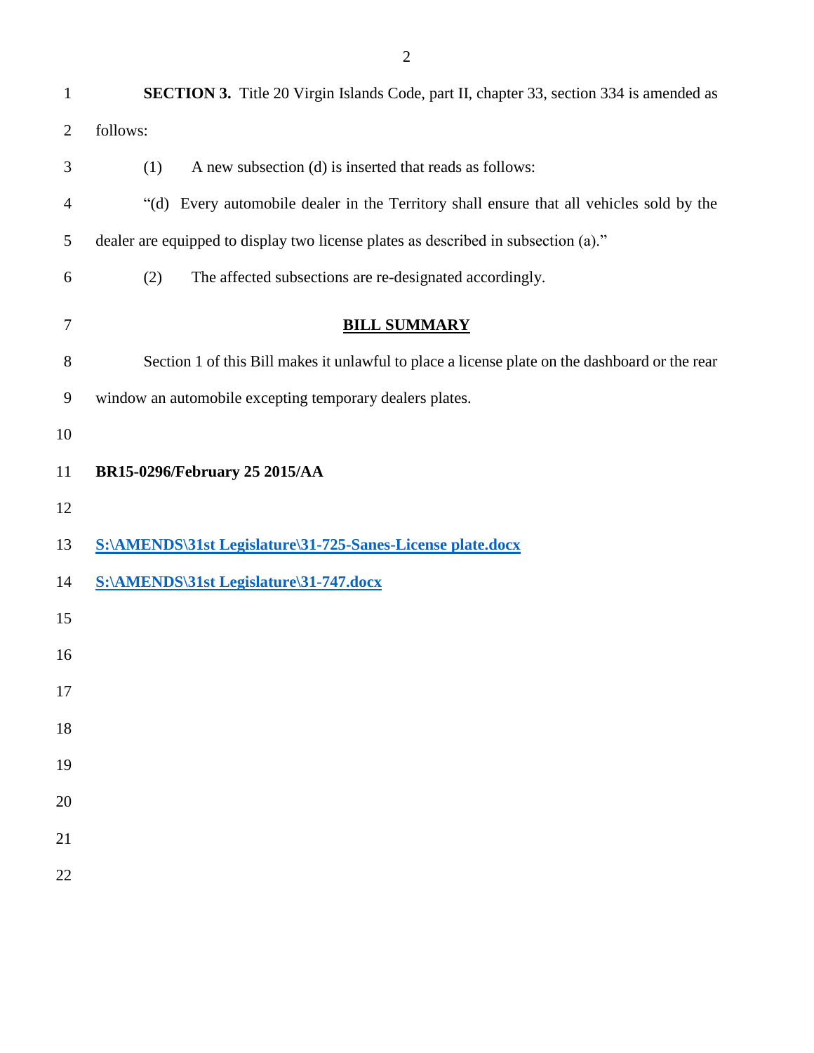**SECTION 3.** Title 20 Virgin Islands Code, part II, chapter 33, section 334 is amended as follows:

(1) A new subsection (d) is inserted that reads as follows:

"(d) Every automobile dealer in the Territory shall ensure that all vehicles sold by the dealer are equipped to display two license plates as described in subsection (a)."

(2) The affected subsections are re-designated accordingly.

## BILL SUMMARY

Section 1 of this Bill makes it unlawful to place a license plate on the dashboard or the rear window an automobile excepting temporary dealers plates.

**BR15-0296/February 25 2015/AA**

**S:\AMENDS\31st Legislature\31-725-Sanes-License plate.docx**

**S:\AMENDS\31st Legislature\31-747.docx**